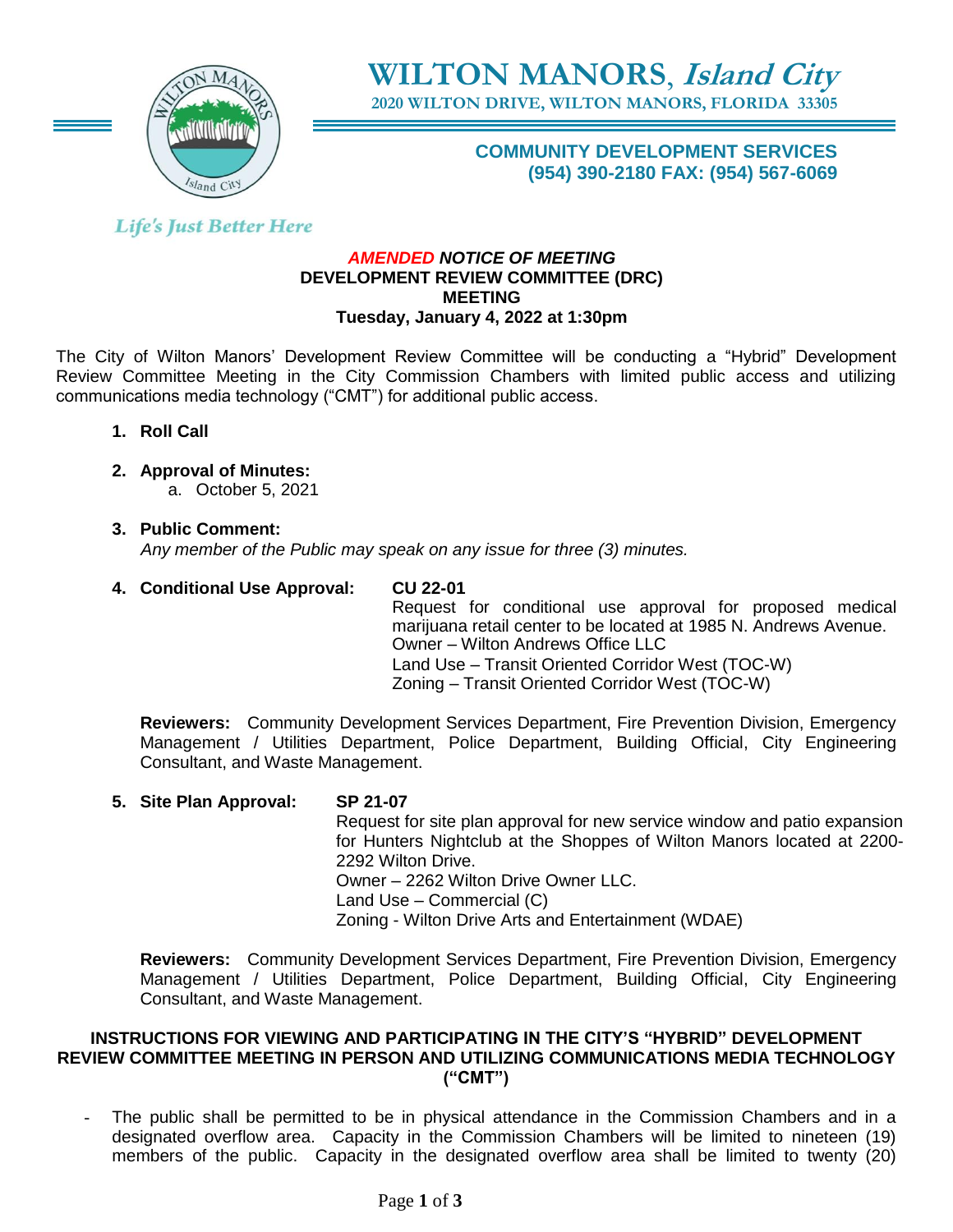# WILTON MANORS, *Island City*

**2020 WILTON DRIVE, WILTON MANORS, FLORIDA 33305**

**COMMUNITY DEVELOPMENT SERVICES**
**(954) 390-2180 FAX: (954) 567-6069**

*Life's Just Better Here*

## *AMENDED NOTICE OF MEETING*
## DEVELOPMENT REVIEW COMMITTEE (DRC) MEETING
### Tuesday, January 4, 2022 at 1:30pm

The City of Wilton Manors' Development Review Committee will be conducting a "Hybrid" Development Review Committee Meeting in the City Commission Chambers with limited public access and utilizing communications media technology ("CMT") for additional public access.

1. **Roll Call**

2. **Approval of Minutes:**
   a. October 5, 2021

3. **Public Comment:**
   *Any member of the Public may speak on any issue for three (3) minutes.*

4. **Conditional Use Approval:** **CU 22-01**
   Request for conditional use approval for proposed medical marijuana retail center to be located at 1985 N. Andrews Avenue.
   Owner – Wilton Andrews Office LLC
   Land Use – Transit Oriented Corridor West (TOC-W)
   Zoning – Transit Oriented Corridor West (TOC-W)

   **Reviewers:** Community Development Services Department, Fire Prevention Division, Emergency Management / Utilities Department, Police Department, Building Official, City Engineering Consultant, and Waste Management.

5. **Site Plan Approval:** **SP 21-07**
   Request for site plan approval for new service window and patio expansion for Hunters Nightclub at the Shoppes of Wilton Manors located at 2200-2292 Wilton Drive.
   Owner – 2262 Wilton Drive Owner LLC.
   Land Use – Commercial (C)
   Zoning - Wilton Drive Arts and Entertainment (WDAE)

   **Reviewers:** Community Development Services Department, Fire Prevention Division, Emergency Management / Utilities Department, Police Department, Building Official, City Engineering Consultant, and Waste Management.

### INSTRUCTIONS FOR VIEWING AND PARTICIPATING IN THE CITY'S "HYBRID" DEVELOPMENT REVIEW COMMITTEE MEETING IN PERSON AND UTILIZING COMMUNICATIONS MEDIA TECHNOLOGY ("CMT")

- The public shall be permitted to be in physical attendance in the Commission Chambers and in a designated overflow area. Capacity in the Commission Chambers will be limited to nineteen (19) members of the public. Capacity in the designated overflow area shall be limited to twenty (20)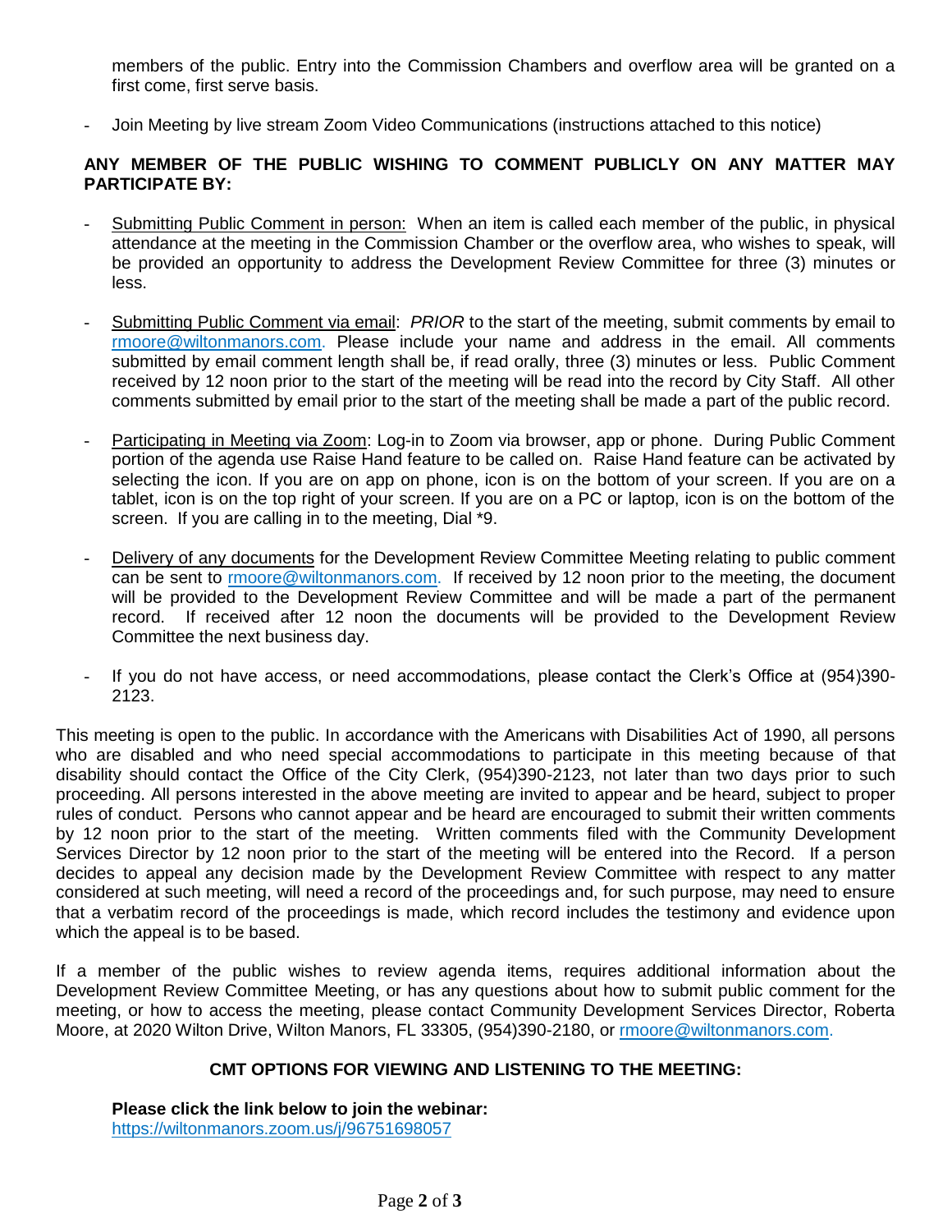members of the public. Entry into the Commission Chambers and overflow area will be granted on a first come, first serve basis.

- Join Meeting by live stream Zoom Video Communications (instructions attached to this notice)

**ANY MEMBER OF THE PUBLIC WISHING TO COMMENT PUBLICLY ON ANY MATTER MAY PARTICIPATE BY:**

- Submitting Public Comment in person: When an item is called each member of the public, in physical attendance at the meeting in the Commission Chamber or the overflow area, who wishes to speak, will be provided an opportunity to address the Development Review Committee for three (3) minutes or less.

- Submitting Public Comment via email: *PRIOR* to the start of the meeting, submit comments by email to rmoore@wiltonmanors.com. Please include your name and address in the email. All comments submitted by email comment length shall be, if read orally, three (3) minutes or less. Public Comment received by 12 noon prior to the start of the meeting will be read into the record by City Staff. All other comments submitted by email prior to the start of the meeting shall be made a part of the public record.

- Participating in Meeting via Zoom: Log-in to Zoom via browser, app or phone. During Public Comment portion of the agenda use Raise Hand feature to be called on. Raise Hand feature can be activated by selecting the icon. If you are on app on phone, icon is on the bottom of your screen. If you are on a tablet, icon is on the top right of your screen. If you are on a PC or laptop, icon is on the bottom of the screen. If you are calling in to the meeting, Dial *9.

- Delivery of any documents for the Development Review Committee Meeting relating to public comment can be sent to rmoore@wiltonmanors.com. If received by 12 noon prior to the meeting, the document will be provided to the Development Review Committee and will be made a part of the permanent record. If received after 12 noon the documents will be provided to the Development Review Committee the next business day.

- If you do not have access, or need accommodations, please contact the Clerk's Office at (954)390-2123.

This meeting is open to the public. In accordance with the Americans with Disabilities Act of 1990, all persons who are disabled and who need special accommodations to participate in this meeting because of that disability should contact the Office of the City Clerk, (954)390-2123, not later than two days prior to such proceeding. All persons interested in the above meeting are invited to appear and be heard, subject to proper rules of conduct. Persons who cannot appear and be heard are encouraged to submit their written comments by 12 noon prior to the start of the meeting. Written comments filed with the Community Development Services Director by 12 noon prior to the start of the meeting will be entered into the Record. If a person decides to appeal any decision made by the Development Review Committee with respect to any matter considered at such meeting, will need a record of the proceedings and, for such purpose, may need to ensure that a verbatim record of the proceedings is made, which record includes the testimony and evidence upon which the appeal is to be based.

If a member of the public wishes to review agenda items, requires additional information about the Development Review Committee Meeting, or has any questions about how to submit public comment for the meeting, or how to access the meeting, please contact Community Development Services Director, Roberta Moore, at 2020 Wilton Drive, Wilton Manors, FL 33305, (954)390-2180, or rmoore@wiltonmanors.com.

**CMT OPTIONS FOR VIEWING AND LISTENING TO THE MEETING:**

**Please click the link below to join the webinar:**
https://wiltonmanors.zoom.us/j/96751698057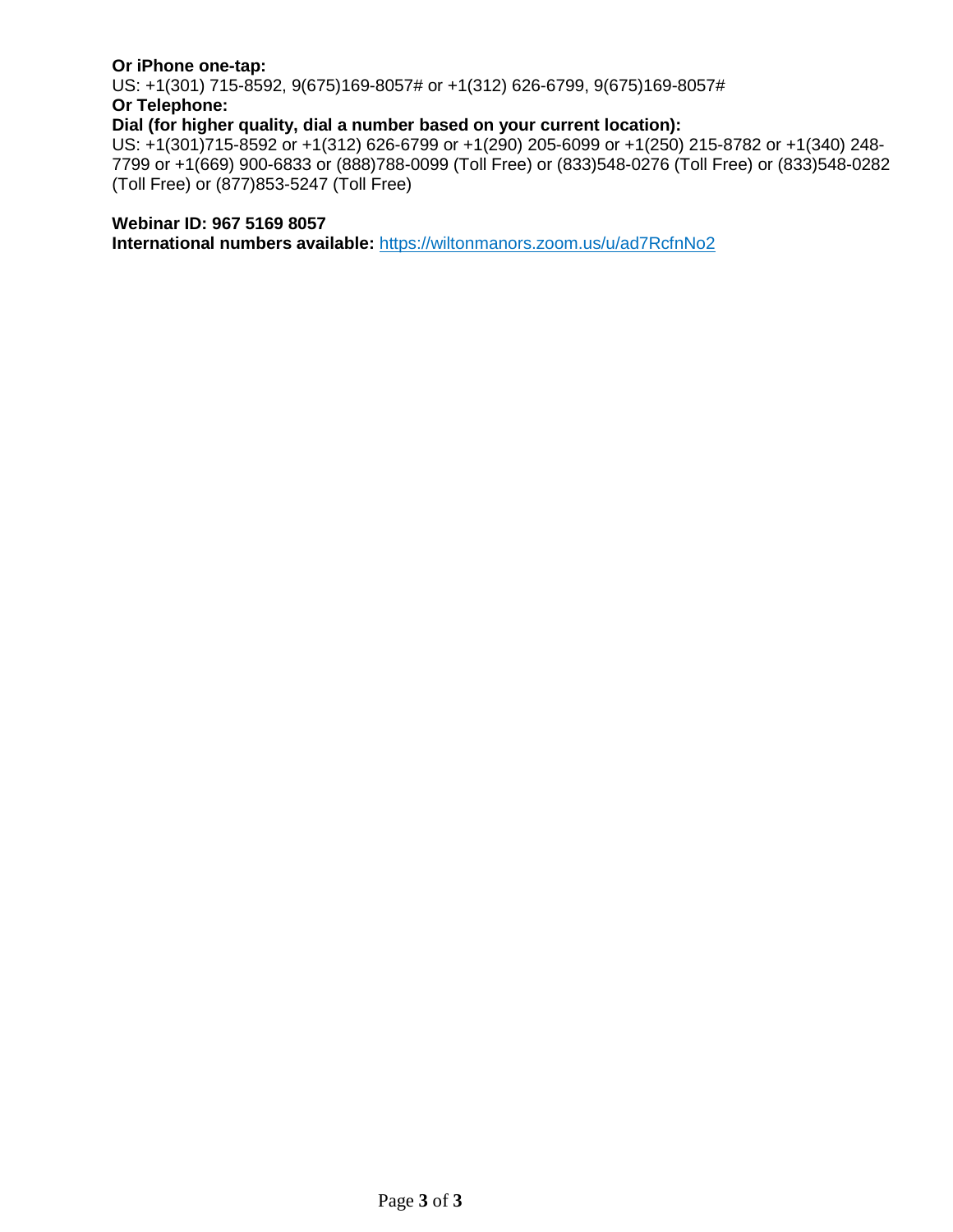**Or iPhone one-tap:**
US: +1(301) 715-8592, 9(675)169-8057# or +1(312) 626-6799, 9(675)169-8057#
**Or Telephone:**
**Dial (for higher quality, dial a number based on your current location):**
US: +1(301)715-8592 or +1(312) 626-6799 or +1(290) 205-6099 or +1(250) 215-8782 or +1(340) 248-7799 or +1(669) 900-6833 or (888)788-0099 (Toll Free) or (833)548-0276 (Toll Free) or (833)548-0282 (Toll Free) or (877)853-5247 (Toll Free)

**Webinar ID: 967 5169 8057**
**International numbers available:** https://wiltonmanors.zoom.us/u/ad7RcfnNo2